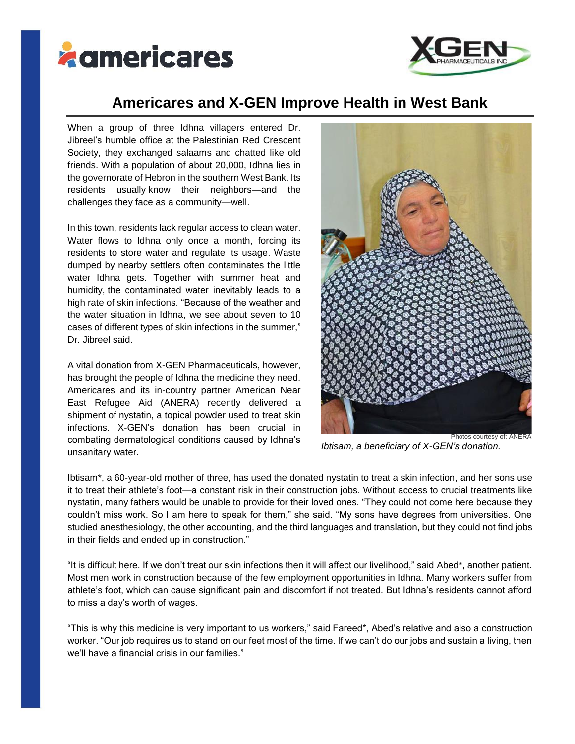# Americares and X-GEN Improve Health in West Bank

When a group of three Idhna villagers entered Dr. Jibreel's humble office at the Palestinian Red Crescent Society, they exchanged salaams and chatted like old friends. With a population of about 20,000, Idhna lies in the governorate of Hebron in the southern West Bank. Its residents usually know their neighbors—and the challenges they face as a community—well.

In this town, residents lack regular access to clean water. Water flows to Idhna only once a month, forcing its residents to store water and regulate its usage. Waste dumped by nearby settlers often contaminates the little water Idhna gets. Together with summer heat and humidity, the contaminated water inevitably leads to a high rate of skin infections. "Because of the weather and the water situation in Idhna, we see about seven to 10 cases of different types of skin infections in the summer," Dr. Jibreel said.

A vital donation from X-GEN Pharmaceuticals, however, has brought the people of Idhna the medicine they need. Americares and its in-country partner American Near East Refugee Aid (ANERA) recently delivered a shipment of nystatin, a topical powder used to treat skin infections. X-GEN's donation has been crucial in combating dermatological conditions caused by Idhna's unsanitary water.

Photos courtesy of: ANERA

*Ibtisam, a beneficiary of X-GEN's donation.*

Ibtisam*, a 60-year-old mother of three, has used the donated nystatin to treat a skin infection, and her sons use it to treat their athlete's foot—a constant risk in their construction jobs. Without access to crucial treatments like nystatin, many fathers would be unable to provide for their loved ones. "They could not come here because they couldn't miss work. So I am here to speak for them," she said. "My sons have degrees from universities. One studied anesthesiology, the other accounting, and the third languages and translation, but they could not find jobs in their fields and ended up in construction."

"It is difficult here. If we don't treat our skin infections then it will affect our livelihood," said Abed*, another patient. Most men work in construction because of the few employment opportunities in Idhna. Many workers suffer from athlete's foot, which can cause significant pain and discomfort if not treated. But Idhna's residents cannot afford to miss a day's worth of wages.

"This is why this medicine is very important to us workers," said Fareed*, Abed's relative and also a construction worker. "Our job requires us to stand on our feet most of the time. If we can't do our jobs and sustain a living, then we'll have a financial crisis in our families."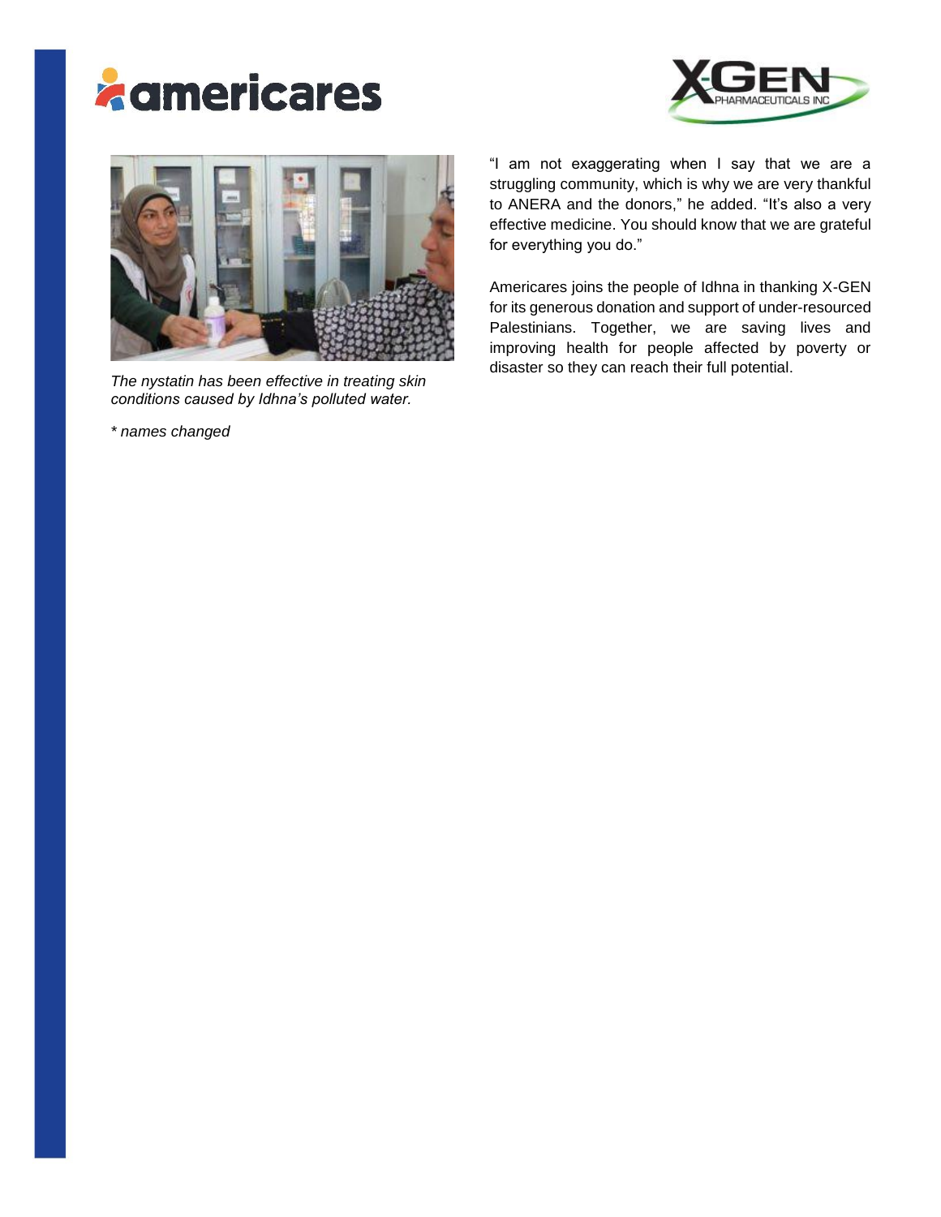*The nystatin has been effective in treating skin conditions caused by Idhna's polluted water.*

** names changed*

"I am not exaggerating when I say that we are a struggling community, which is why we are very thankful to ANERA and the donors," he added. "It's also a very effective medicine. You should know that we are grateful for everything you do."

Americares joins the people of Idhna in thanking X-GEN for its generous donation and support of under-resourced Palestinians. Together, we are saving lives and improving health for people affected by poverty or disaster so they can reach their full potential.